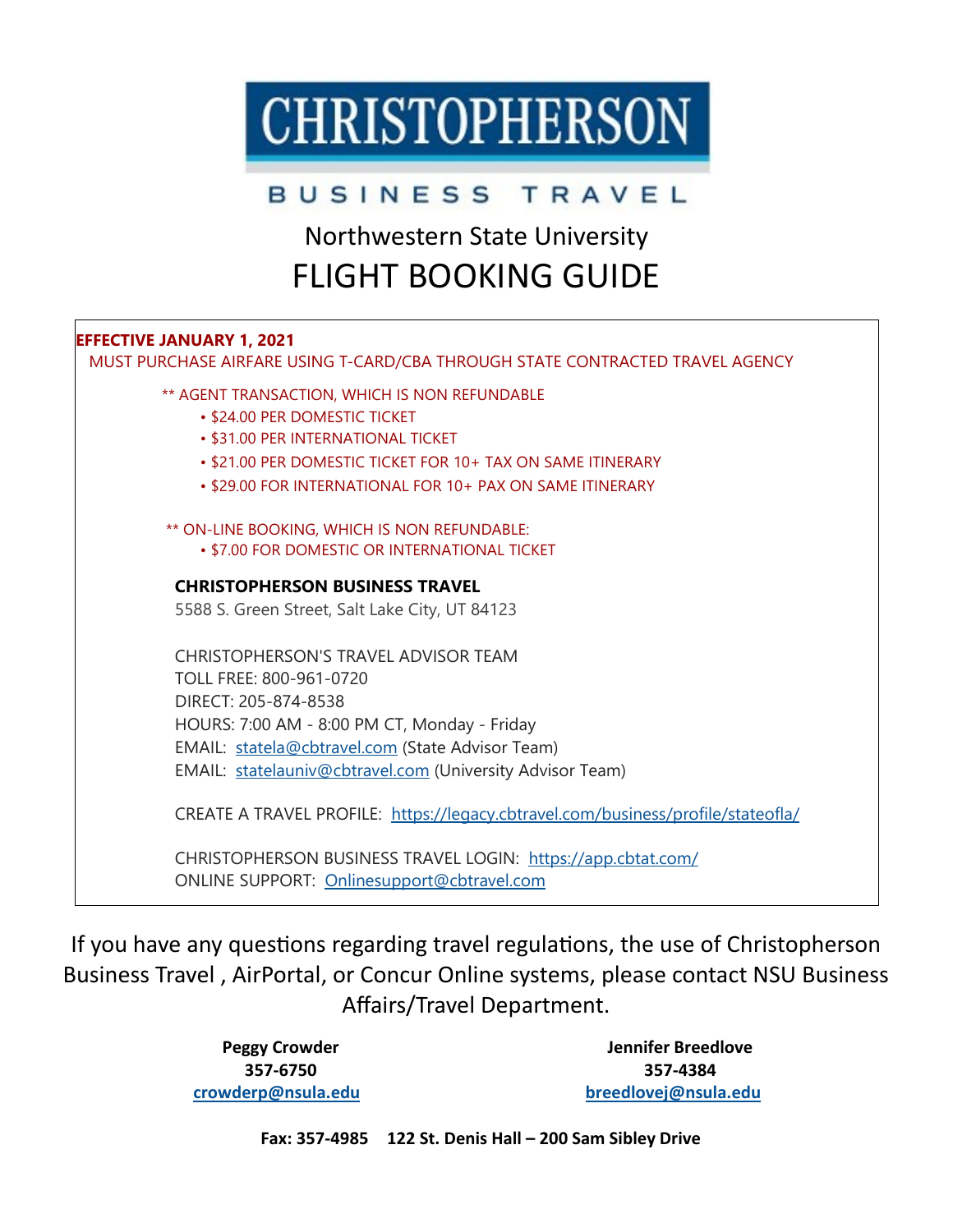# CHRISTOPHERSON

BUSINESS TRAVEL

## Northwestern State University

# FLIGHT BOOKING GUIDE

**EFFECTIVE JANUARY 1, 2021**

MUST PURCHASE AIRFARE USING T-CARD/CBA THROUGH STATE CONTRACTED TRAVEL AGENCY

** AGENT TRANSACTION, WHICH IS NON REFUNDABLE

- $24.00 PER DOMESTIC TICKET
- $31.00 PER INTERNATIONAL TICKET
- $21.00 PER DOMESTIC TICKET FOR 10+ TAX ON SAME ITINERARY
- $29.00 FOR INTERNATIONAL FOR 10+ PAX ON SAME ITINERARY

** ON-LINE BOOKING, WHICH IS NON REFUNDABLE:

- $7.00 FOR DOMESTIC OR INTERNATIONAL TICKET

**CHRISTOPHERSON BUSINESS TRAVEL**
5588 S. Green Street, Salt Lake City, UT 84123

CHRISTOPHERSON'S TRAVEL ADVISOR TEAM
TOLL FREE: 800-961-0720
DIRECT: 205-874-8538
HOURS: 7:00 AM - 8:00 PM CT, Monday - Friday
EMAIL: statela@cbtravel.com (State Advisor Team)
EMAIL: statelauniv@cbtravel.com (University Advisor Team)

CREATE A TRAVEL PROFILE: https://legacy.cbtravel.com/business/profile/stateofla/

CHRISTOPHERSON BUSINESS TRAVEL LOGIN: https://app.cbtat.com/
ONLINE SUPPORT: Onlinesupport@cbtravel.com

If you have any questions regarding travel regulations, the use of Christopherson Business Travel , AirPortal, or Concur Online systems, please contact NSU Business Affairs/Travel Department.

**Peggy Crowder**
**357-6750**
**crowderp@nsula.edu**

**Jennifer Breedlove**
**357-4384**
**breedlovej@nsula.edu**

**Fax: 357-4985 122 St. Denis Hall – 200 Sam Sibley Drive**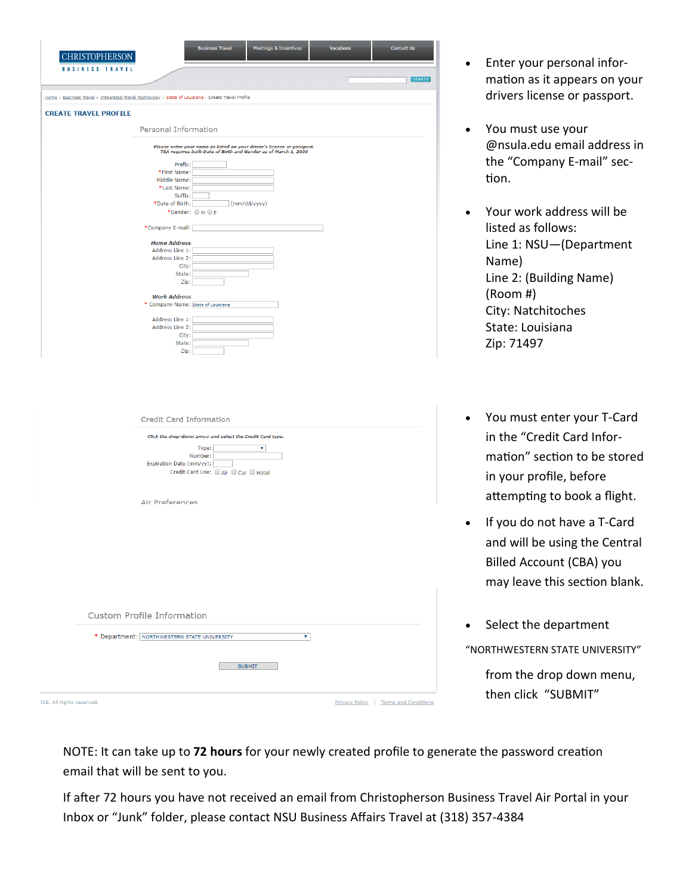CHRISTOPHERSON
BUSINESS TRAVEL

Business Travel | Meetings & Incentives | Vacations | Contact Us

SEARCH

Home › Business Travel › Integrated Travel Technology › State of Louisiana › Create Travel Profile

**CREATE TRAVEL PROFILE**

Personal Information

*Please enter your name as listed on your driver's license or passport. TSA requires both Date of Birth and Gender as of March 1, 2009*

Prefix:
*First Name:
Middle Name:
*Last Name:
Suffix:
*Date of Birth: (mm/dd/yyyy)
*Gender: M F

*Company E-mail:

*Home Address*
Address Line 1:
Address Line 2:
City:
State:
Zip:

*Work Address*
* Company Name: State of Louisiana

Address Line 1:
Address Line 2:
City:
State:
Zip:

- Enter your personal information as it appears on your drivers license or passport.
- You must use your @nsula.edu email address in the "Company E-mail" section.
- Your work address will be listed as follows:
  Line 1: NSU—(Department Name)
  Line 2: (Building Name) (Room #)
  City: Natchitoches
  State: Louisiana
  Zip: 71497

Credit Card Information

*Click the drop-down arrow and select the Credit Card type.*

Type:
Number:
Expiration Date (mm/yy):
Credit Card Use: Air Car Hotel

Air Preferences

- You must enter your T-Card in the "Credit Card Information" section to be stored in your profile, before attempting to book a flight.
- If you do not have a T-Card and will be using the Central Billed Account (CBA) you may leave this section blank.

Custom Profile Information

* Department: NORTHWESTERN STATE UNIVERSITY

SUBMIT

016. All rights reserved. Privacy Policy | Terms and Conditions

- Select the department "NORTHWESTERN STATE UNIVERSITY" from the drop down menu, then click "SUBMIT"

NOTE: It can take up to **72 hours** for your newly created profile to generate the password creation email that will be sent to you.

If after 72 hours you have not received an email from Christopherson Business Travel Air Portal in your Inbox or "Junk" folder, please contact NSU Business Affairs Travel at (318) 357-4384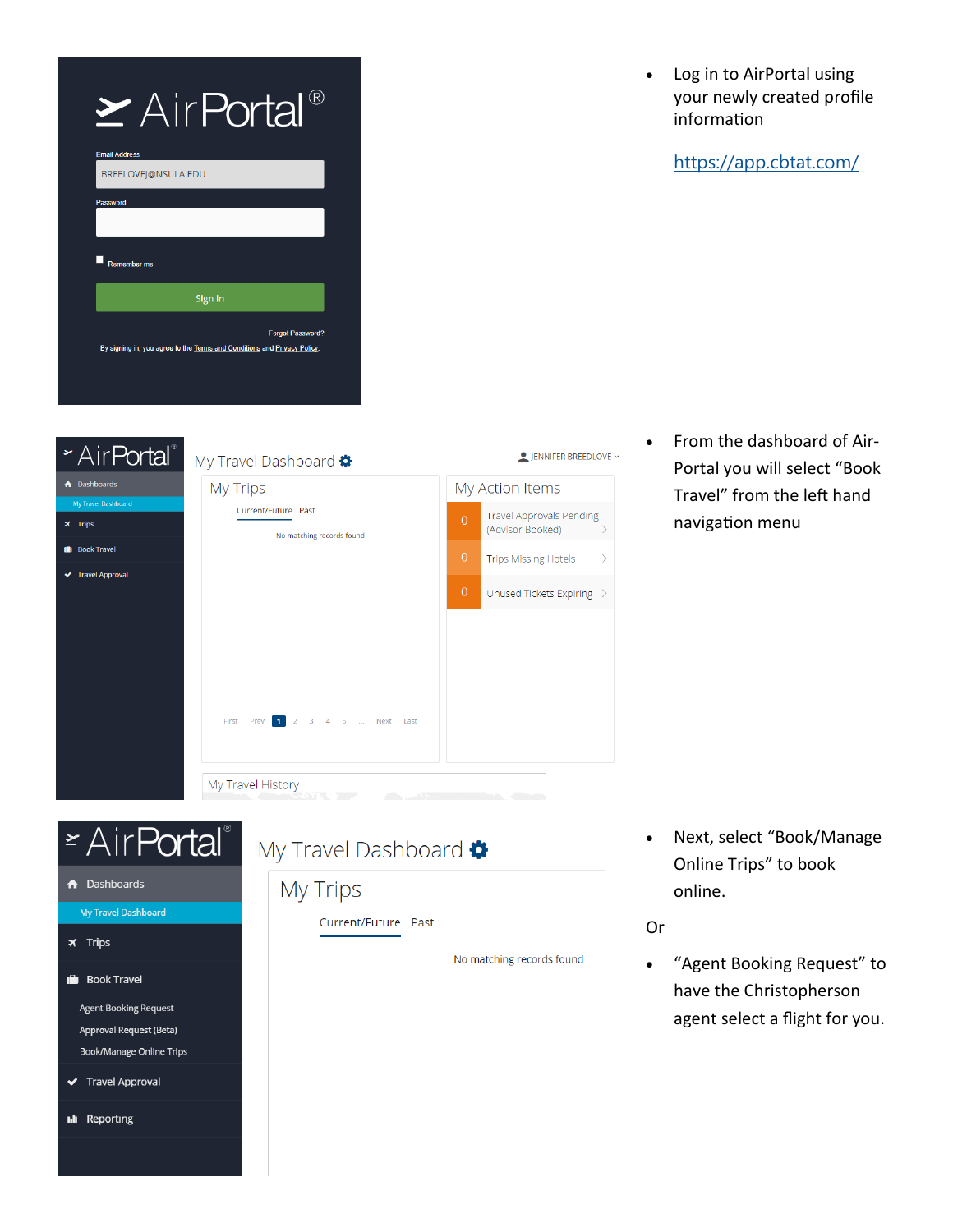- Log in to AirPortal using your newly created profile information

  https://app.cbtat.com/

- From the dashboard of Air-Portal you will select “Book Travel” from the left hand navigation menu

- Next, select “Book/Manage Online Trips” to book online.

Or

- “Agent Booking Request” to have the Christopherson agent select a flight for you.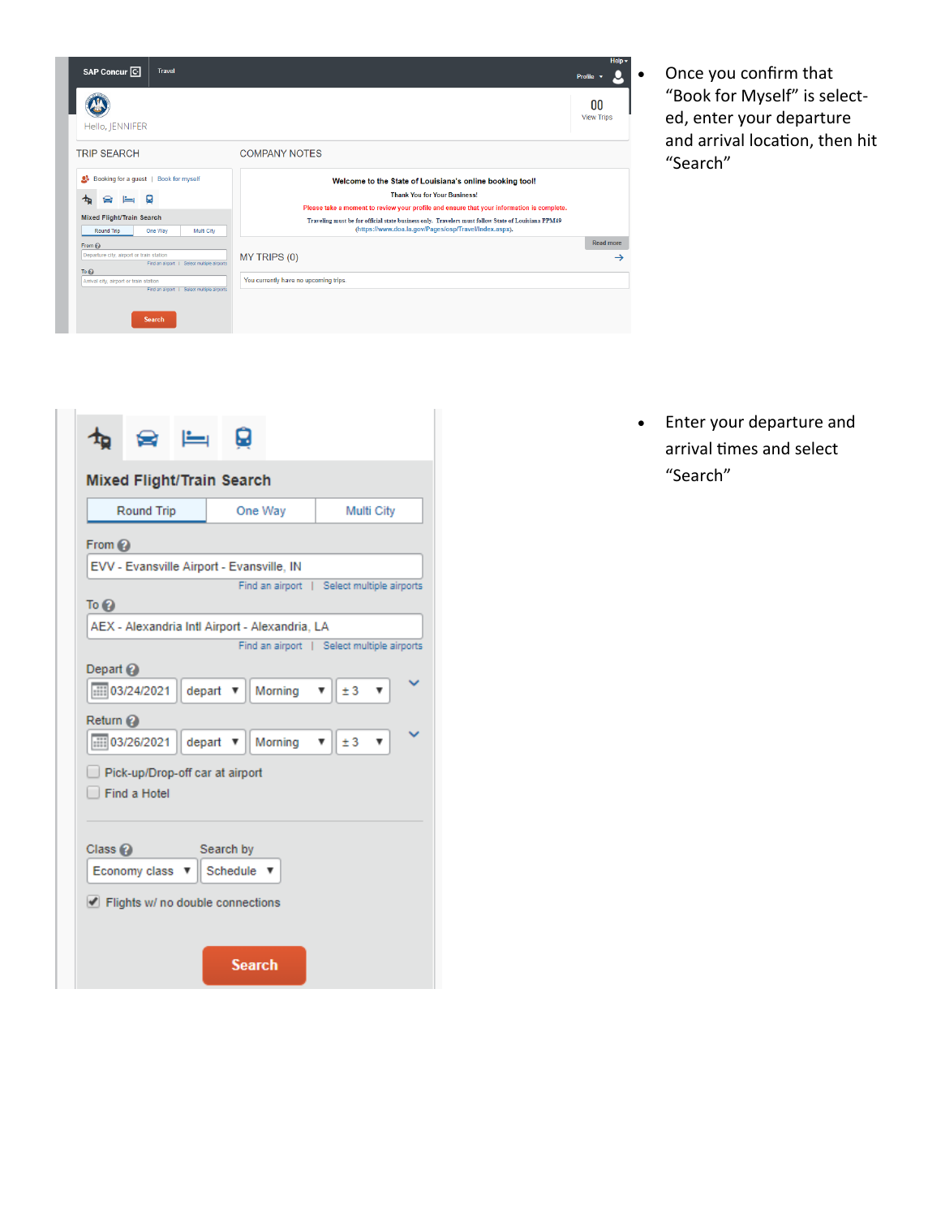- Once you confirm that "Book for Myself" is selected, enter your departure and arrival location, then hit "Search"

- Enter your departure and arrival times and select "Search"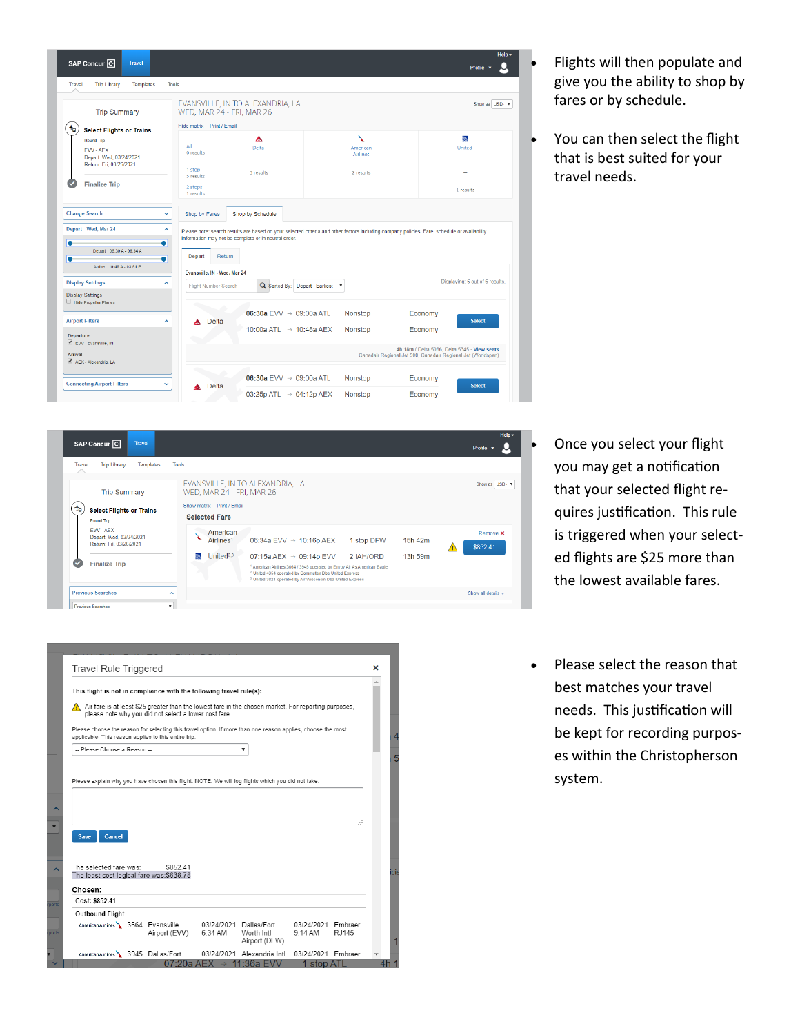- Flights will then populate and give you the ability to shop by fares or by schedule.
- You can then select the flight that is best suited for your travel needs.

- Once you select your flight you may get a notification that your selected flight requires justification. This rule is triggered when your selected flights are $25 more than the lowest available fares.

- Please select the reason that best matches your travel needs. This justification will be kept for recording purposes within the Christopherson system.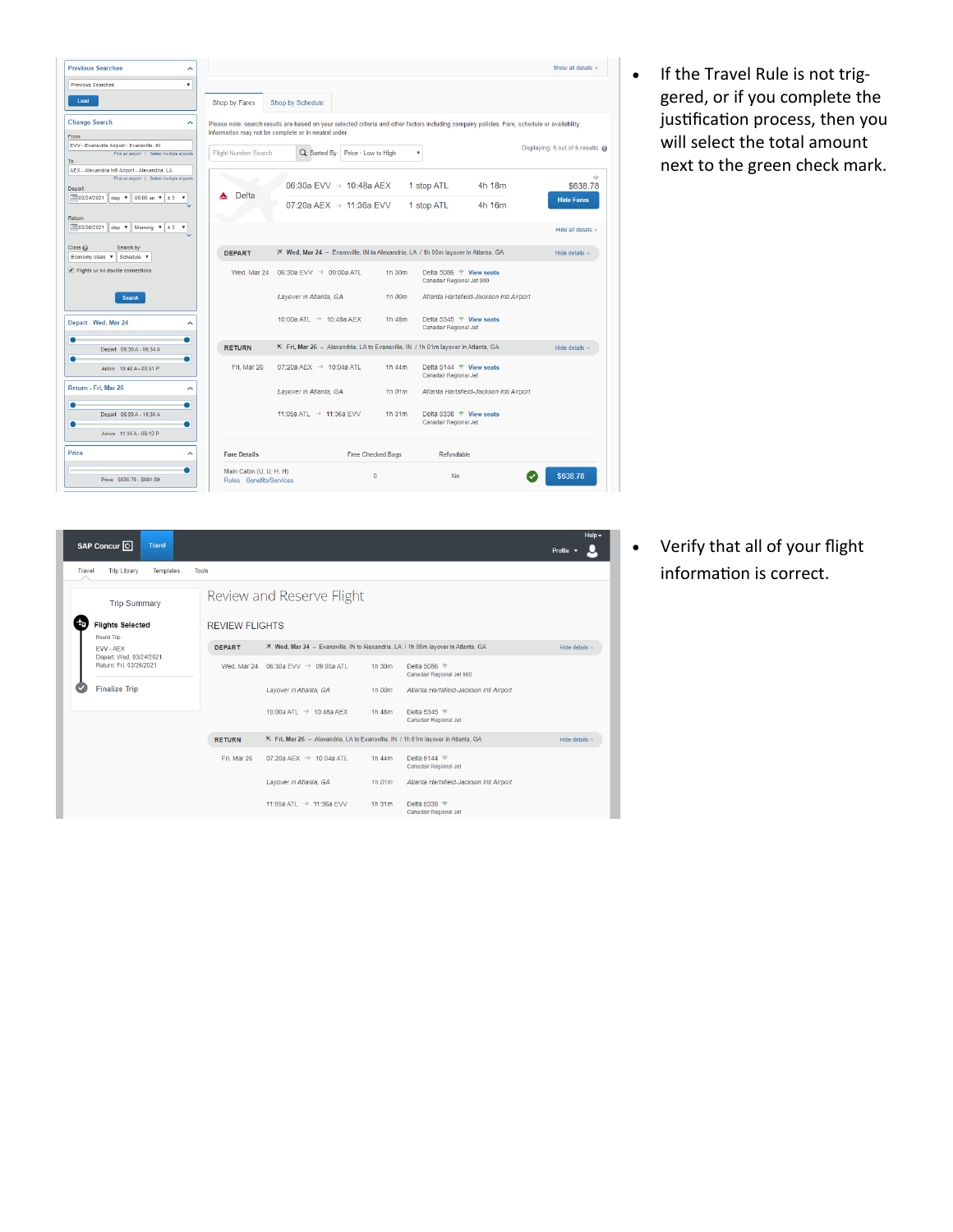- If the Travel Rule is not triggered, or if you complete the justification process, then you will select the total amount next to the green check mark.

- Verify that all of your flight information is correct.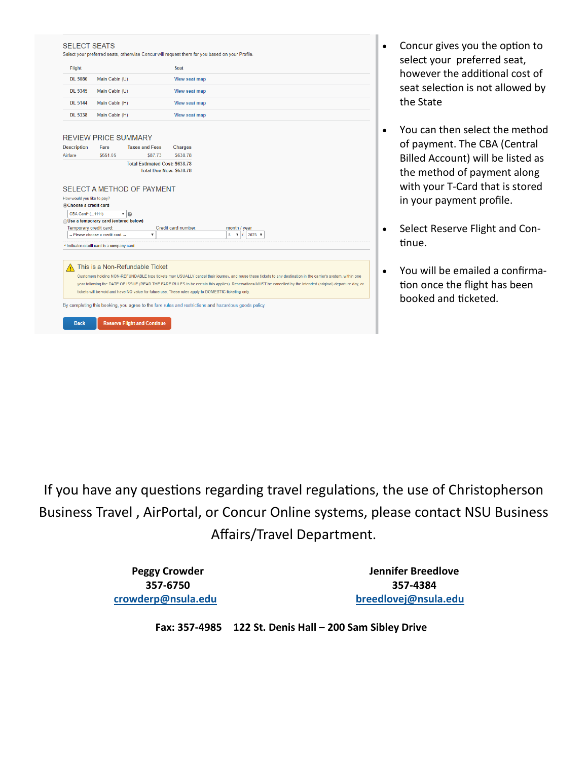SELECT SEATS

Select your preferred seats, otherwise Concur will request them for you based on your Profile.

| Flight | | Seat |
|---|---|---|
| DL 5086 | Main Cabin (U) | View seat map |
| DL 5345 | Main Cabin (U) | View seat map |
| DL 5144 | Main Cabin (H) | View seat map |
| DL 5338 | Main Cabin (H) | View seat map |

REVIEW PRICE SUMMARY

| Description | Fare | Taxes and Fees | Charges |
|---|---|---|---|
| Airfare | $551.05 | $87.73 | $638.78 |

Total Estimated Cost: $638.78
Total Due Now: $638.78

SELECT A METHOD OF PAYMENT

How would you like to pay?

Choose a credit card

CBA Card* (...1111)

Use a temporary card (entered below)

Temporary credit card: -- Please choose a credit card -- Credit card number: month / year 8 / 2023

* Indicates credit card is a company card

This is a Non-Refundable Ticket

Customers holding NON-REFUNDABLE type tickets may USUALLY cancel their journey, and reuse these tickets to any destination in the carrier's system, within one year following the DATE OF ISSUE (READ THE FARE RULES to be certain this applies). Reservations MUST be cancelled by the intended (original) departure day, or tickets will be void and have NO value for future use. These rules apply to DOMESTIC ticketing only.

By completing this booking, you agree to the fare rules and restrictions and hazardous goods policy.

Back | Reserve Flight and Continue

- Concur gives you the option to select your preferred seat, however the additional cost of seat selection is not allowed by the State
- You can then select the method of payment. The CBA (Central Billed Account) will be listed as the method of payment along with your T-Card that is stored in your payment profile.
- Select Reserve Flight and Continue.
- You will be emailed a confirmation once the flight has been booked and ticketed.

If you have any questions regarding travel regulations, the use of Christopherson Business Travel , AirPortal, or Concur Online systems, please contact NSU Business Affairs/Travel Department.

**Peggy Crowder**
**357-6750**
**crowderp@nsula.edu**

**Jennifer Breedlove**
**357-4384**
**breedlovej@nsula.edu**

**Fax: 357-4985 122 St. Denis Hall – 200 Sam Sibley Drive**